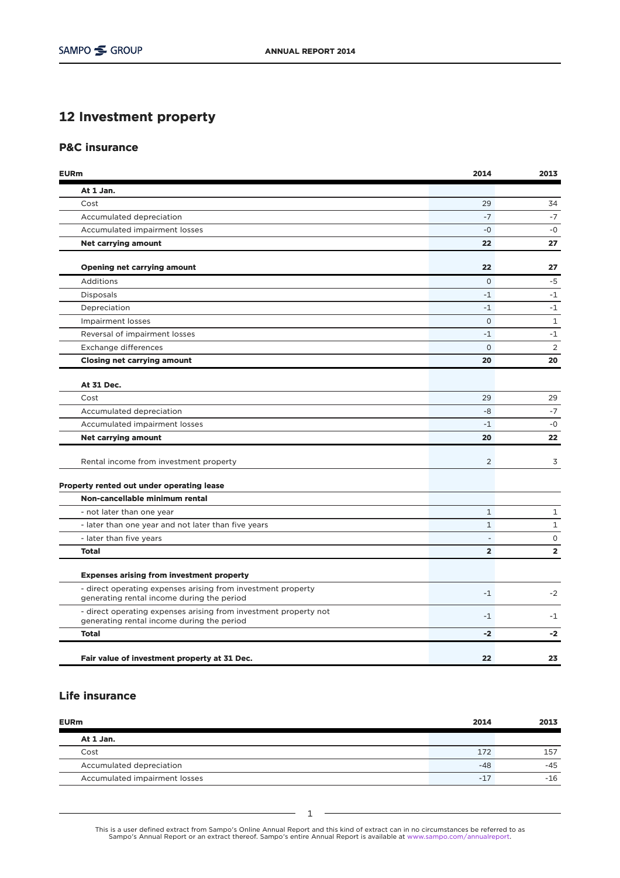# 12 Investment property

## P&C insurance

| EURm | 2014 | 2013 |
|---|---|---|
| **At 1 Jan.** | | |
| Cost | 29 | 34 |
| Accumulated depreciation | -7 | -7 |
| Accumulated impairment losses | -0 | -0 |
| **Net carrying amount** | **22** | **27** |
| | | |
| **Opening net carrying amount** | **22** | **27** |
| Additions | 0 | -5 |
| Disposals | -1 | -1 |
| Depreciation | -1 | -1 |
| Impairment losses | 0 | 1 |
| Reversal of impairment losses | -1 | -1 |
| Exchange differences | 0 | 2 |
| **Closing net carrying amount** | **20** | **20** |
| | | |
| **At 31 Dec.** | | |
| Cost | 29 | 29 |
| Accumulated depreciation | -8 | -7 |
| Accumulated impairment losses | -1 | -0 |
| **Net carrying amount** | **20** | **22** |
| | | |
| Rental income from investment property | 2 | 3 |
| | | |
| **Property rented out under operating lease** | | |
| **Non-cancellable minimum rental** | | |
| - not later than one year | 1 | 1 |
| - later than one year and not later than five years | 1 | 1 |
| - later than five years | - | 0 |
| **Total** | **2** | **2** |
| | | |
| **Expenses arising from investment property** | | |
| - direct operating expenses arising from investment property generating rental income during the period | -1 | -2 |
| - direct operating expenses arising from investment property not generating rental income during the period | -1 | -1 |
| **Total** | **-2** | **-2** |
| | | |
| **Fair value of investment property at 31 Dec.** | **22** | **23** |

## Life insurance

| EURm | 2014 | 2013 |
|---|---|---|
| **At 1 Jan.** | | |
| Cost | 172 | 157 |
| Accumulated depreciation | -48 | -45 |
| Accumulated impairment losses | -17 | -16 |

This is a user defined extract from Sampo's Online Annual Report and this kind of extract can in no circumstances be referred to as Sampo's Annual Report or an extract thereof. Sampo's entire Annual Report is available at www.sampo.com/annualreport.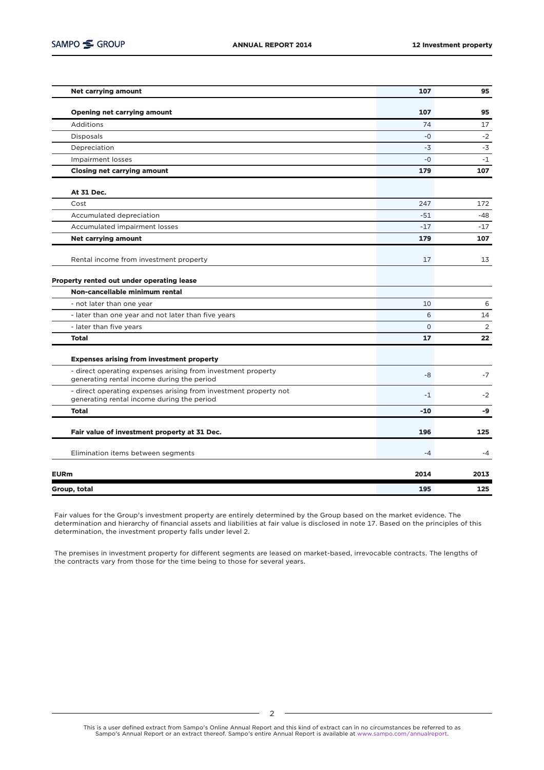| | | |
|---|---|---|
| **Net carrying amount** | **107** | **95** |
| **Opening net carrying amount** | **107** | **95** |
| Additions | 74 | 17 |
| Disposals | -0 | -2 |
| Depreciation | -3 | -3 |
| Impairment losses | -0 | -1 |
| **Closing net carrying amount** | **179** | **107** |
| **At 31 Dec.** | | |
| Cost | 247 | 172 |
| Accumulated depreciation | -51 | -48 |
| Accumulated impairment losses | -17 | -17 |
| **Net carrying amount** | **179** | **107** |
| Rental income from investment property | 17 | 13 |
| **Property rented out under operating lease** | | |
| **Non-cancellable minimum rental** | | |
| - not later than one year | 10 | 6 |
| - later than one year and not later than five years | 6 | 14 |
| - later than five years | 0 | 2 |
| **Total** | **17** | **22** |
| **Expenses arising from investment property** | | |
| - direct operating expenses arising from investment property generating rental income during the period | -8 | -7 |
| - direct operating expenses arising from investment property not generating rental income during the period | -1 | -2 |
| **Total** | **-10** | **-9** |
| **Fair value of investment property at 31 Dec.** | **196** | **125** |
| Elimination items between segments | -4 | -4 |
| **EURm** | **2014** | **2013** |
| **Group, total** | **195** | **125** |

Fair values for the Group's investment property are entirely determined by the Group based on the market evidence. The determination and hierarchy of financial assets and liabilities at fair value is disclosed in note 17. Based on the principles of this determination, the investment property falls under level 2.

The premises in investment property for different segments are leased on market-based, irrevocable contracts. The lengths of the contracts vary from those for the time being to those for several years.